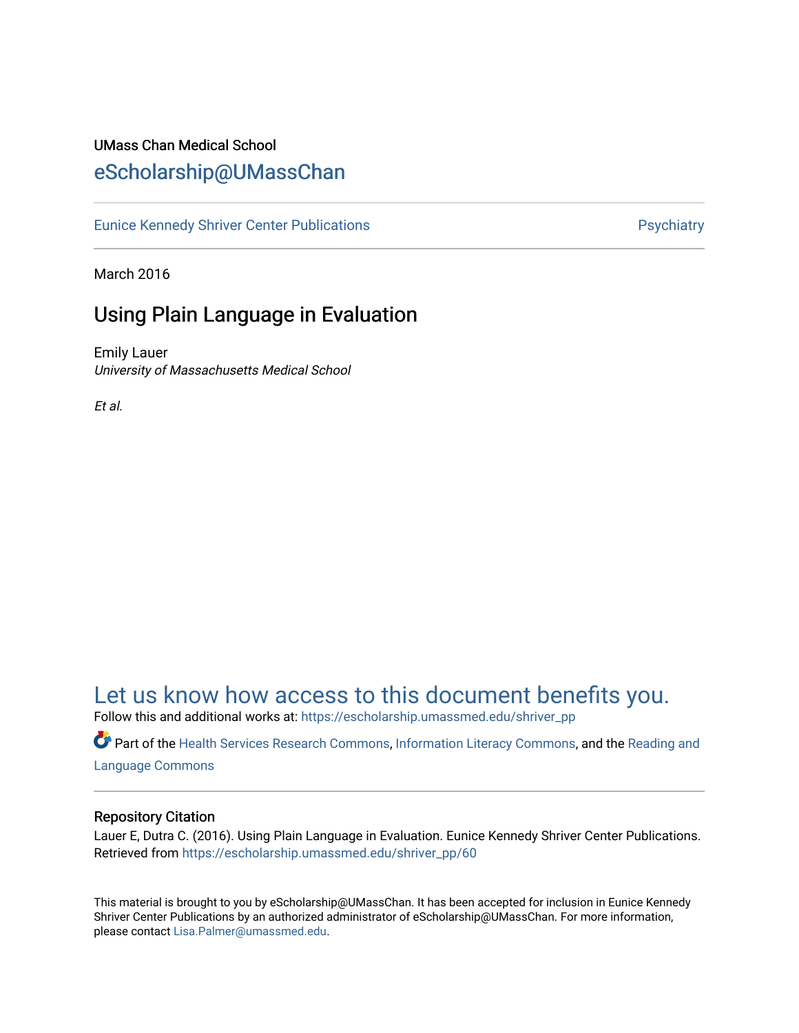UMass Chan Medical School

eScholarship@UMassChan

Eunice Kennedy Shriver Center Publications | Psychiatry

March 2016

# Using Plain Language in Evaluation

Emily Lauer
*University of Massachusetts Medical School*

*Et al.*

Let us know how access to this document benefits you.

Follow this and additional works at: https://escholarship.umassmed.edu/shriver_pp

Part of the Health Services Research Commons, Information Literacy Commons, and the Reading and Language Commons

## Repository Citation

Lauer E, Dutra C. (2016). Using Plain Language in Evaluation. Eunice Kennedy Shriver Center Publications. Retrieved from https://escholarship.umassmed.edu/shriver_pp/60

This material is brought to you by eScholarship@UMassChan. It has been accepted for inclusion in Eunice Kennedy Shriver Center Publications by an authorized administrator of eScholarship@UMassChan. For more information, please contact Lisa.Palmer@umassmed.edu.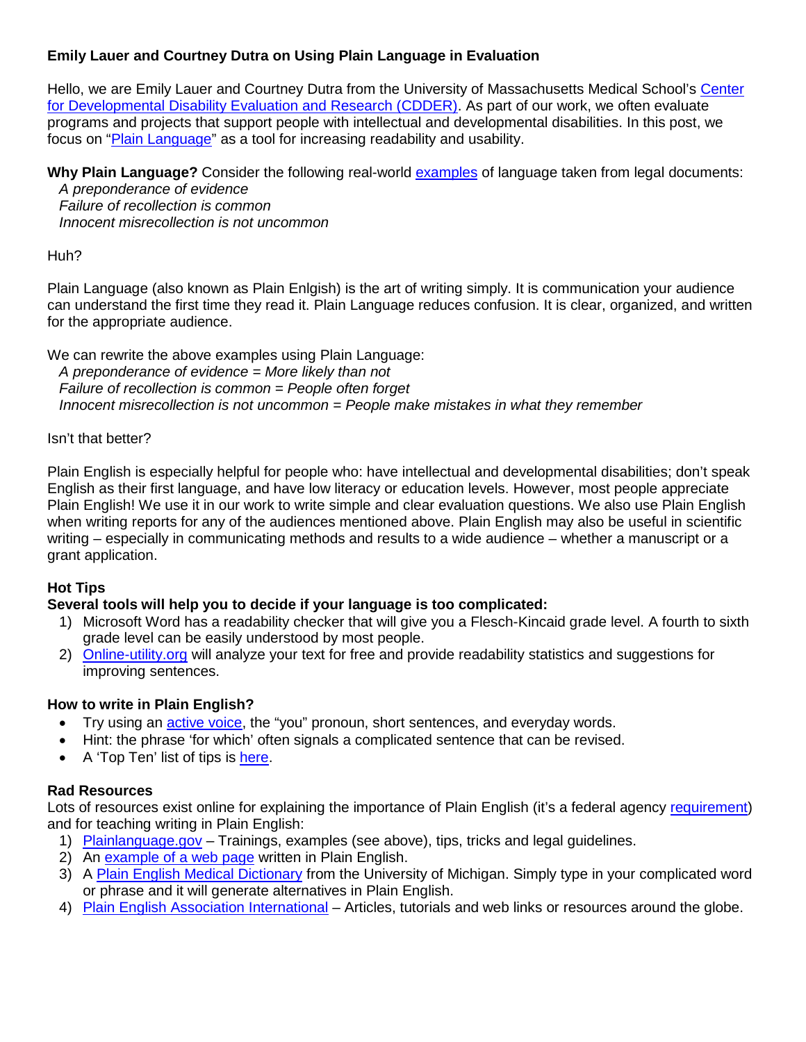**Emily Lauer and Courtney Dutra on Using Plain Language in Evaluation**

Hello, we are Emily Lauer and Courtney Dutra from the University of Massachusetts Medical School's Center for Developmental Disability Evaluation and Research (CDDER). As part of our work, we often evaluate programs and projects that support people with intellectual and developmental disabilities. In this post, we focus on "Plain Language" as a tool for increasing readability and usability.

**Why Plain Language?** Consider the following real-world examples of language taken from legal documents:

*A preponderance of evidence*
*Failure of recollection is common*
*Innocent misrecollection is not uncommon*

Huh?

Plain Language (also known as Plain Enlgish) is the art of writing simply. It is communication your audience can understand the first time they read it. Plain Language reduces confusion. It is clear, organized, and written for the appropriate audience.

We can rewrite the above examples using Plain Language:

*A preponderance of evidence = More likely than not*
*Failure of recollection is common = People often forget*
*Innocent misrecollection is not uncommon = People make mistakes in what they remember*

Isn't that better?

Plain English is especially helpful for people who: have intellectual and developmental disabilities; don't speak English as their first language, and have low literacy or education levels. However, most people appreciate Plain English! We use it in our work to write simple and clear evaluation questions. We also use Plain English when writing reports for any of the audiences mentioned above. Plain English may also be useful in scientific writing – especially in communicating methods and results to a wide audience – whether a manuscript or a grant application.

**Hot Tips**

**Several tools will help you to decide if your language is too complicated:**

1) Microsoft Word has a readability checker that will give you a Flesch-Kincaid grade level. A fourth to sixth grade level can be easily understood by most people.
2) Online-utility.org will analyze your text for free and provide readability statistics and suggestions for improving sentences.

**How to write in Plain English?**

- Try using an active voice, the "you" pronoun, short sentences, and everyday words.
- Hint: the phrase 'for which' often signals a complicated sentence that can be revised.
- A 'Top Ten' list of tips is here.

**Rad Resources**

Lots of resources exist online for explaining the importance of Plain English (it's a federal agency requirement) and for teaching writing in Plain English:

1) Plainlanguage.gov – Trainings, examples (see above), tips, tricks and legal guidelines.
2) An example of a web page written in Plain English.
3) A Plain English Medical Dictionary from the University of Michigan. Simply type in your complicated word or phrase and it will generate alternatives in Plain English.
4) Plain English Association International – Articles, tutorials and web links or resources around the globe.